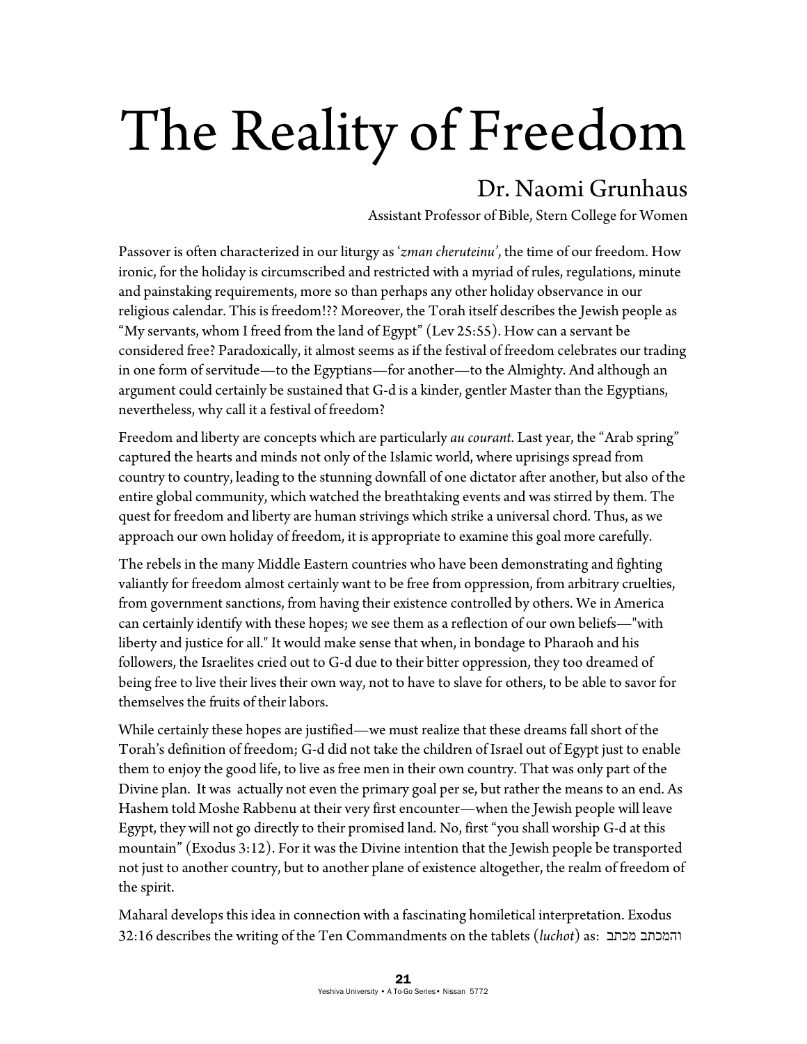# The Reality of Freedom

## Dr. Naomi Grunhaus

Assistant Professor of Bible, Stern College for Women

Passover is often characterized in our liturgy as '*zman cheruteinu'*, the time of our freedom. How ironic, for the holiday is circumscribed and restricted with a myriad of rules, regulations, minute and painstaking requirements, more so than perhaps any other holiday observance in our religious calendar. This is freedom!?? Moreover, the Torah itself describes the Jewish people as "My servants, whom I freed from the land of Egypt" (Lev 25:55). How can a servant be considered free? Paradoxically, it almost seems as if the festival of freedom celebrates our trading in one form of servitude—to the Egyptians—for another—to the Almighty. And although an argument could certainly be sustained that G-d is a kinder, gentler Master than the Egyptians, nevertheless, why call it a festival of freedom?

Freedom and liberty are concepts which are particularly *au courant*. Last year, the "Arab spring" captured the hearts and minds not only of the Islamic world, where uprisings spread from country to country, leading to the stunning downfall of one dictator after another, but also of the entire global community, which watched the breathtaking events and was stirred by them. The quest for freedom and liberty are human strivings which strike a universal chord. Thus, as we approach our own holiday of freedom, it is appropriate to examine this goal more carefully.

The rebels in the many Middle Eastern countries who have been demonstrating and fighting valiantly for freedom almost certainly want to be free from oppression, from arbitrary cruelties, from government sanctions, from having their existence controlled by others. We in America can certainly identify with these hopes; we see them as a reflection of our own beliefs—"with liberty and justice for all." It would make sense that when, in bondage to Pharaoh and his followers, the Israelites cried out to G-d due to their bitter oppression, they too dreamed of being free to live their lives their own way, not to have to slave for others, to be able to savor for themselves the fruits of their labors.

While certainly these hopes are justified—we must realize that these dreams fall short of the Torah's definition of freedom; G-d did not take the children of Israel out of Egypt just to enable them to enjoy the good life, to live as free men in their own country. That was only part of the Divine plan. It was actually not even the primary goal per se, but rather the means to an end. As Hashem told Moshe Rabbenu at their very first encounter—when the Jewish people will leave Egypt, they will not go directly to their promised land. No, first "you shall worship G-d at this mountain" (Exodus 3:12). For it was the Divine intention that the Jewish people be transported not just to another country, but to another plane of existence altogether, the realm of freedom of the spirit.

Maharal develops this idea in connection with a fascinating homiletical interpretation. Exodus 32:16 describes the writing of the Ten Commandments on the tablets (*luchot*) as: והמכתב מכתב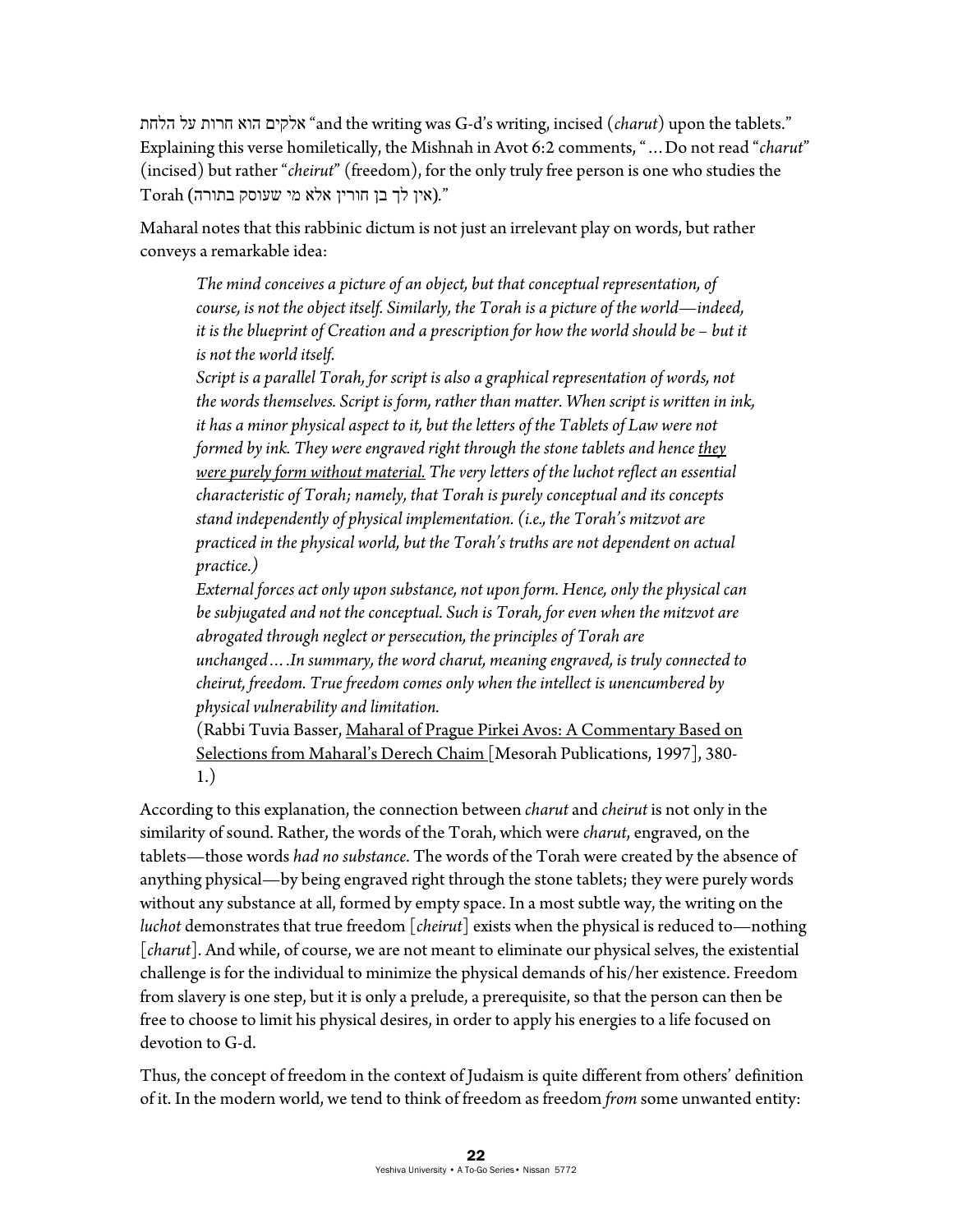אלקים הוא חרות על הלחת "and the writing was G-d's writing, incised (*charut*) upon the tablets." Explaining this verse homiletically, the Mishnah in Avot 6:2 comments, "…Do not read "*charut*" (incised) but rather "*cheirut*" (freedom), for the only truly free person is one who studies the Torah (אין לך בן חורין אלא מי שעוסק בתורה)."

Maharal notes that this rabbinic dictum is not just an irrelevant play on words, but rather conveys a remarkable idea:

> *The mind conceives a picture of an object, but that conceptual representation, of course, is not the object itself. Similarly, the Torah is a picture of the world—indeed, it is the blueprint of Creation and a prescription for how the world should be – but it is not the world itself.*
>
> *Script is a parallel Torah, for script is also a graphical representation of words, not the words themselves. Script is form, rather than matter. When script is written in ink, it has a minor physical aspect to it, but the letters of the Tablets of Law were not formed by ink. They were engraved right through the stone tablets and hence <u>they were purely form without material.</u> The very letters of the luchot reflect an essential characteristic of Torah; namely, that Torah is purely conceptual and its concepts stand independently of physical implementation. (i.e., the Torah's mitzvot are practiced in the physical world, but the Torah's truths are not dependent on actual practice.)*
>
> *External forces act only upon substance, not upon form. Hence, only the physical can be subjugated and not the conceptual. Such is Torah, for even when the mitzvot are abrogated through neglect or persecution, the principles of Torah are unchanged….In summary, the word charut, meaning engraved, is truly connected to cheirut, freedom. True freedom comes only when the intellect is unencumbered by physical vulnerability and limitation.*
>
> (Rabbi Tuvia Basser, <u>Maharal of Prague Pirkei Avos: A Commentary Based on Selections from Maharal's Derech Chaim</u> [Mesorah Publications, 1997], 380-1.)

According to this explanation, the connection between *charut* and *cheirut* is not only in the similarity of sound. Rather, the words of the Torah, which were *charut*, engraved, on the tablets—those words *had no substance*. The words of the Torah were created by the absence of anything physical—by being engraved right through the stone tablets; they were purely words without any substance at all, formed by empty space. In a most subtle way, the writing on the *luchot* demonstrates that true freedom [*cheirut*] exists when the physical is reduced to—nothing [*charut*]. And while, of course, we are not meant to eliminate our physical selves, the existential challenge is for the individual to minimize the physical demands of his/her existence. Freedom from slavery is one step, but it is only a prelude, a prerequisite, so that the person can then be free to choose to limit his physical desires, in order to apply his energies to a life focused on devotion to G-d.

Thus, the concept of freedom in the context of Judaism is quite different from others' definition of it. In the modern world, we tend to think of freedom as freedom *from* some unwanted entity: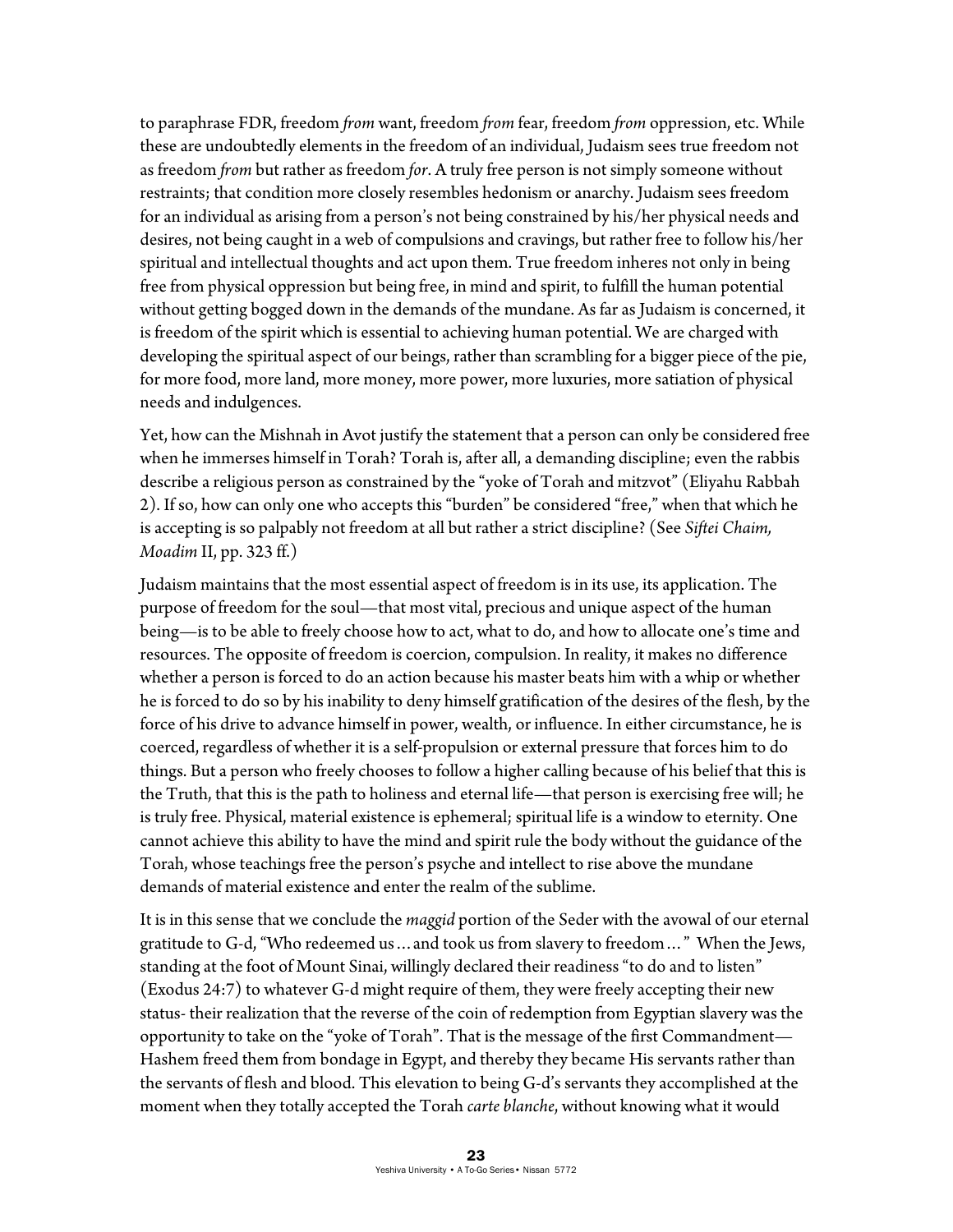to paraphrase FDR, freedom *from* want, freedom *from* fear, freedom *from* oppression, etc. While these are undoubtedly elements in the freedom of an individual, Judaism sees true freedom not as freedom *from* but rather as freedom *for*. A truly free person is not simply someone without restraints; that condition more closely resembles hedonism or anarchy. Judaism sees freedom for an individual as arising from a person's not being constrained by his/her physical needs and desires, not being caught in a web of compulsions and cravings, but rather free to follow his/her spiritual and intellectual thoughts and act upon them. True freedom inheres not only in being free from physical oppression but being free, in mind and spirit, to fulfill the human potential without getting bogged down in the demands of the mundane. As far as Judaism is concerned, it is freedom of the spirit which is essential to achieving human potential. We are charged with developing the spiritual aspect of our beings, rather than scrambling for a bigger piece of the pie, for more food, more land, more money, more power, more luxuries, more satiation of physical needs and indulgences.

Yet, how can the Mishnah in Avot justify the statement that a person can only be considered free when he immerses himself in Torah? Torah is, after all, a demanding discipline; even the rabbis describe a religious person as constrained by the "yoke of Torah and mitzvot" (Eliyahu Rabbah 2). If so, how can only one who accepts this "burden" be considered "free," when that which he is accepting is so palpably not freedom at all but rather a strict discipline? (See *Siftei Chaim, Moadim* II, pp. 323 ff.)

Judaism maintains that the most essential aspect of freedom is in its use, its application. The purpose of freedom for the soul—that most vital, precious and unique aspect of the human being—is to be able to freely choose how to act, what to do, and how to allocate one's time and resources. The opposite of freedom is coercion, compulsion. In reality, it makes no difference whether a person is forced to do an action because his master beats him with a whip or whether he is forced to do so by his inability to deny himself gratification of the desires of the flesh, by the force of his drive to advance himself in power, wealth, or influence. In either circumstance, he is coerced, regardless of whether it is a self-propulsion or external pressure that forces him to do things. But a person who freely chooses to follow a higher calling because of his belief that this is the Truth, that this is the path to holiness and eternal life—that person is exercising free will; he is truly free. Physical, material existence is ephemeral; spiritual life is a window to eternity. One cannot achieve this ability to have the mind and spirit rule the body without the guidance of the Torah, whose teachings free the person's psyche and intellect to rise above the mundane demands of material existence and enter the realm of the sublime.

It is in this sense that we conclude the *maggid* portion of the Seder with the avowal of our eternal gratitude to G-d, "Who redeemed us…and took us from slavery to freedom…" When the Jews, standing at the foot of Mount Sinai, willingly declared their readiness "to do and to listen" (Exodus 24:7) to whatever G-d might require of them, they were freely accepting their new status- their realization that the reverse of the coin of redemption from Egyptian slavery was the opportunity to take on the "yoke of Torah". That is the message of the first Commandment—Hashem freed them from bondage in Egypt, and thereby they became His servants rather than the servants of flesh and blood. This elevation to being G-d's servants they accomplished at the moment when they totally accepted the Torah *carte blanche*, without knowing what it would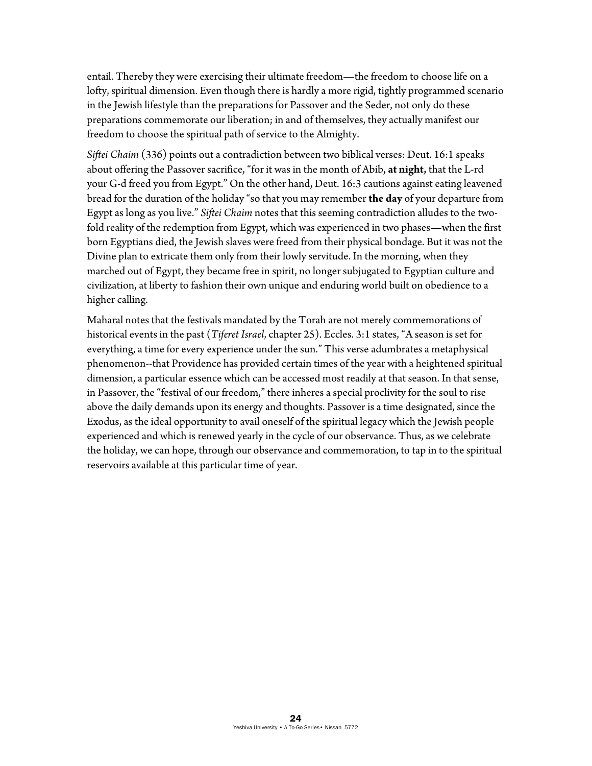entail. Thereby they were exercising their ultimate freedom—the freedom to choose life on a lofty, spiritual dimension. Even though there is hardly a more rigid, tightly programmed scenario in the Jewish lifestyle than the preparations for Passover and the Seder, not only do these preparations commemorate our liberation; in and of themselves, they actually manifest our freedom to choose the spiritual path of service to the Almighty.

*Siftei Chaim* (336) points out a contradiction between two biblical verses: Deut. 16:1 speaks about offering the Passover sacrifice, "for it was in the month of Abib, **at night,** that the L-rd your G-d freed you from Egypt." On the other hand, Deut. 16:3 cautions against eating leavened bread for the duration of the holiday "so that you may remember **the day** of your departure from Egypt as long as you live." *Siftei Chaim* notes that this seeming contradiction alludes to the two-fold reality of the redemption from Egypt, which was experienced in two phases—when the first born Egyptians died, the Jewish slaves were freed from their physical bondage. But it was not the Divine plan to extricate them only from their lowly servitude. In the morning, when they marched out of Egypt, they became free in spirit, no longer subjugated to Egyptian culture and civilization, at liberty to fashion their own unique and enduring world built on obedience to a higher calling.

Maharal notes that the festivals mandated by the Torah are not merely commemorations of historical events in the past (*Tiferet Israel*, chapter 25). Eccles. 3:1 states, "A season is set for everything, a time for every experience under the sun." This verse adumbrates a metaphysical phenomenon--that Providence has provided certain times of the year with a heightened spiritual dimension, a particular essence which can be accessed most readily at that season. In that sense, in Passover, the "festival of our freedom," there inheres a special proclivity for the soul to rise above the daily demands upon its energy and thoughts. Passover is a time designated, since the Exodus, as the ideal opportunity to avail oneself of the spiritual legacy which the Jewish people experienced and which is renewed yearly in the cycle of our observance. Thus, as we celebrate the holiday, we can hope, through our observance and commemoration, to tap in to the spiritual reservoirs available at this particular time of year.